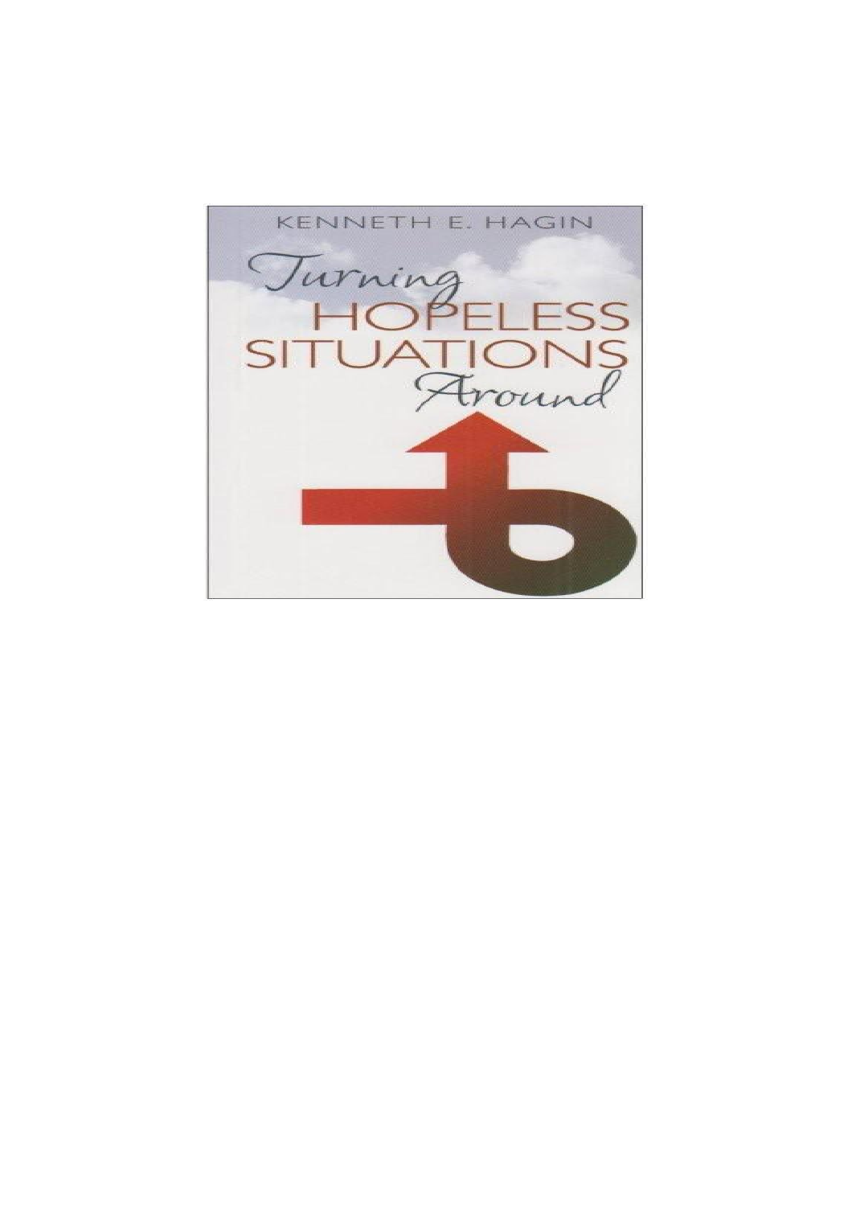KENNETH E. HAGIN

# Turning HOPELESS SITUATIONS Around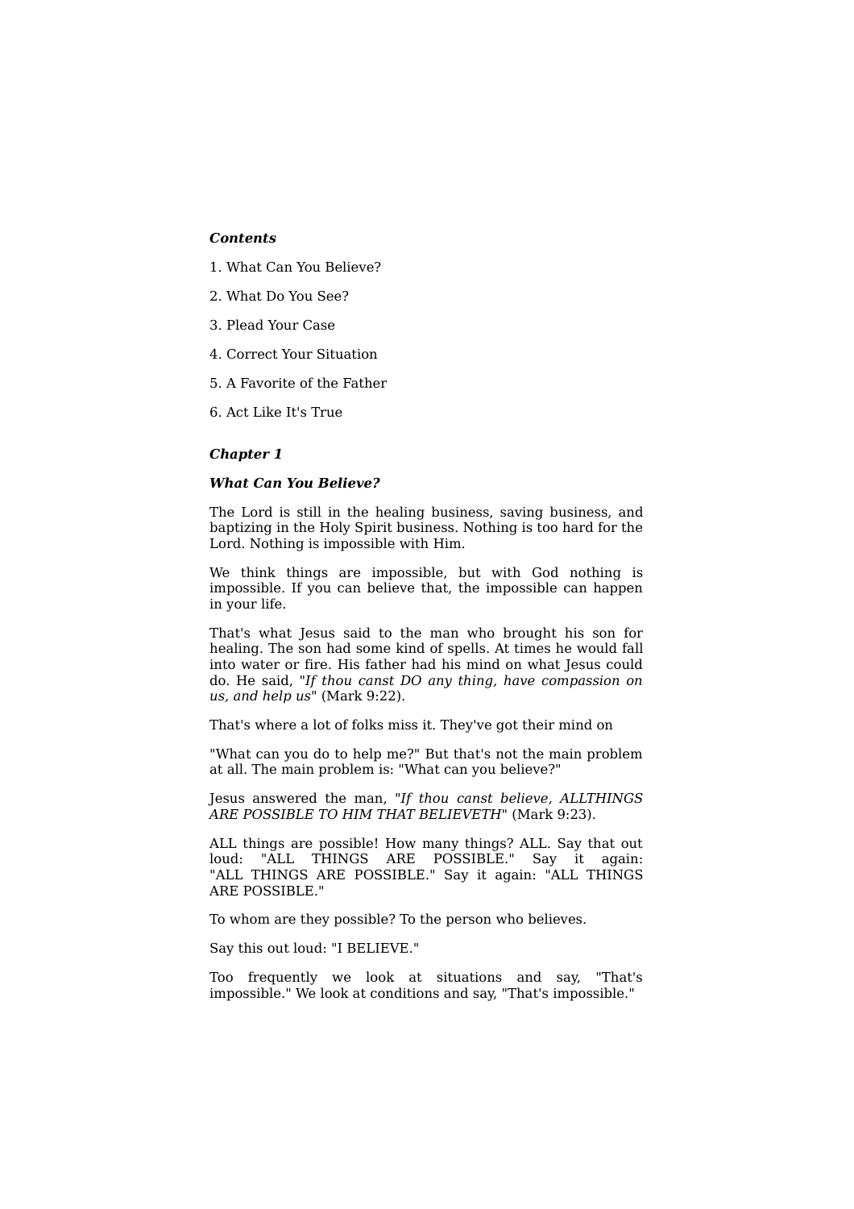***Contents***

1. What Can You Believe?

2. What Do You See?

3. Plead Your Case

4. Correct Your Situation

5. A Favorite of the Father

6. Act Like It's True

## ***Chapter 1***

## ***What Can You Believe?***

The Lord is still in the healing business, saving business, and baptizing in the Holy Spirit business. Nothing is too hard for the Lord. Nothing is impossible with Him.

We think things are impossible, but with God nothing is impossible. If you can believe that, the impossible can happen in your life.

That's what Jesus said to the man who brought his son for healing. The son had some kind of spells. At times he would fall into water or fire. His father had his mind on what Jesus could do. He said, "*If thou canst DO any thing, have compassion on us, and help us*" (Mark 9:22).

That's where a lot of folks miss it. They've got their mind on

"What can you do to help me?" But that's not the main problem at all. The main problem is: "What can you believe?"

Jesus answered the man, "*If thou canst believe, ALLTHINGS ARE POSSIBLE TO HIM THAT BELIEVETH*" (Mark 9:23).

ALL things are possible! How many things? ALL. Say that out loud: "ALL THINGS ARE POSSIBLE." Say it again: "ALL THINGS ARE POSSIBLE." Say it again: "ALL THINGS ARE POSSIBLE."

To whom are they possible? To the person who believes.

Say this out loud: "I BELIEVE."

Too frequently we look at situations and say, "That's impossible." We look at conditions and say, "That's impossible."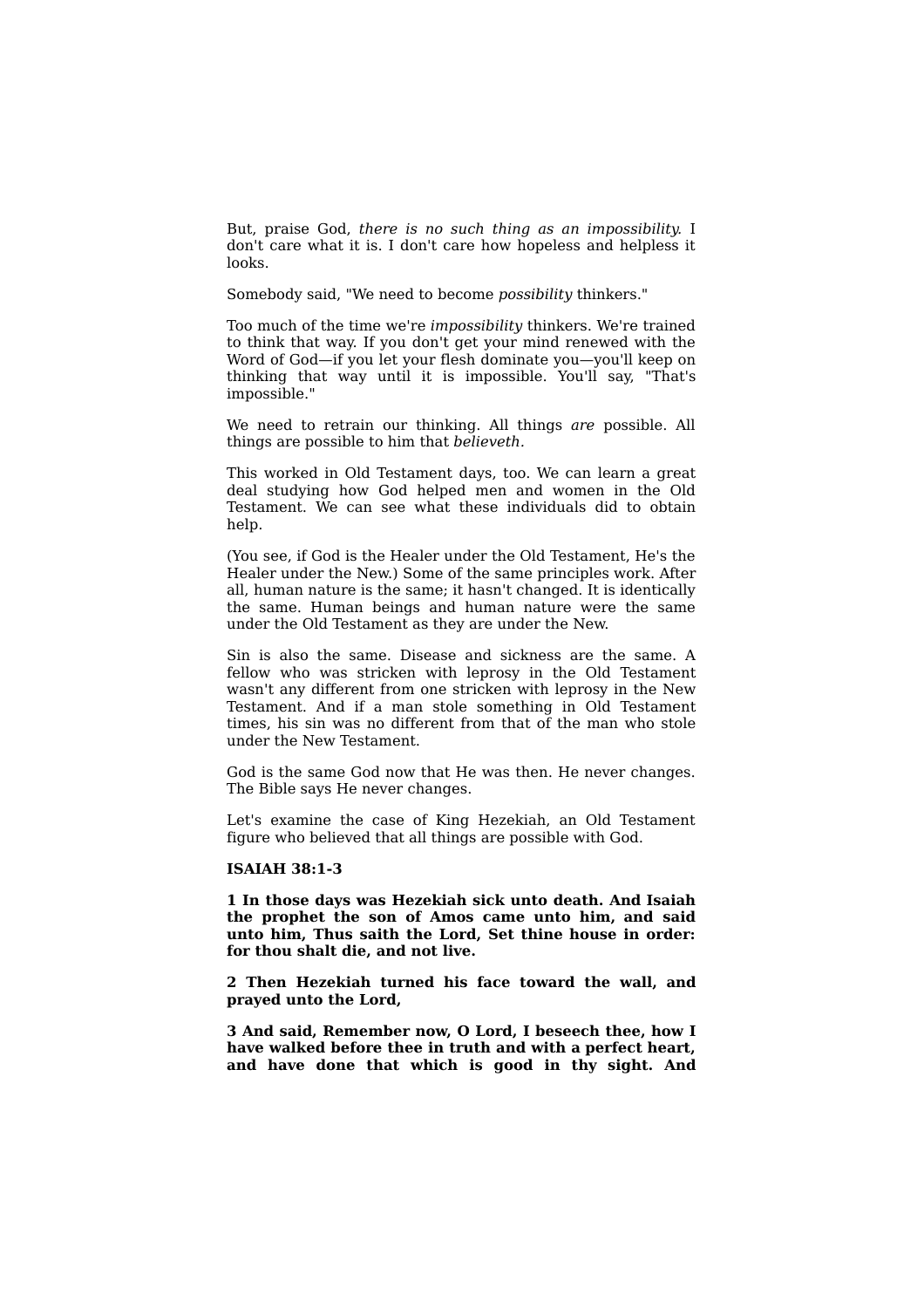But, praise God, *there is no such thing as an impossibility.* I don't care what it is. I don't care how hopeless and helpless it looks.

Somebody said, "We need to become *possibility* thinkers."

Too much of the time we're *impossibility* thinkers. We're trained to think that way. If you don't get your mind renewed with the Word of God—if you let your flesh dominate you—you'll keep on thinking that way until it is impossible. You'll say, "That's impossible."

We need to retrain our thinking. All things *are* possible. All things are possible to him that *believeth.*

This worked in Old Testament days, too. We can learn a great deal studying how God helped men and women in the Old Testament. We can see what these individuals did to obtain help.

(You see, if God is the Healer under the Old Testament, He's the Healer under the New.) Some of the same principles work. After all, human nature is the same; it hasn't changed. It is identically the same. Human beings and human nature were the same under the Old Testament as they are under the New.

Sin is also the same. Disease and sickness are the same. A fellow who was stricken with leprosy in the Old Testament wasn't any different from one stricken with leprosy in the New Testament. And if a man stole something in Old Testament times, his sin was no different from that of the man who stole under the New Testament.

God is the same God now that He was then. He never changes. The Bible says He never changes.

Let's examine the case of King Hezekiah, an Old Testament figure who believed that all things are possible with God.

**ISAIAH 38:1-3**

**1 In those days was Hezekiah sick unto death. And Isaiah the prophet the son of Amos came unto him, and said unto him, Thus saith the Lord, Set thine house in order: for thou shalt die, and not live.**

**2 Then Hezekiah turned his face toward the wall, and prayed unto the Lord,**

**3 And said, Remember now, O Lord, I beseech thee, how I have walked before thee in truth and with a perfect heart, and have done that which is good in thy sight. And**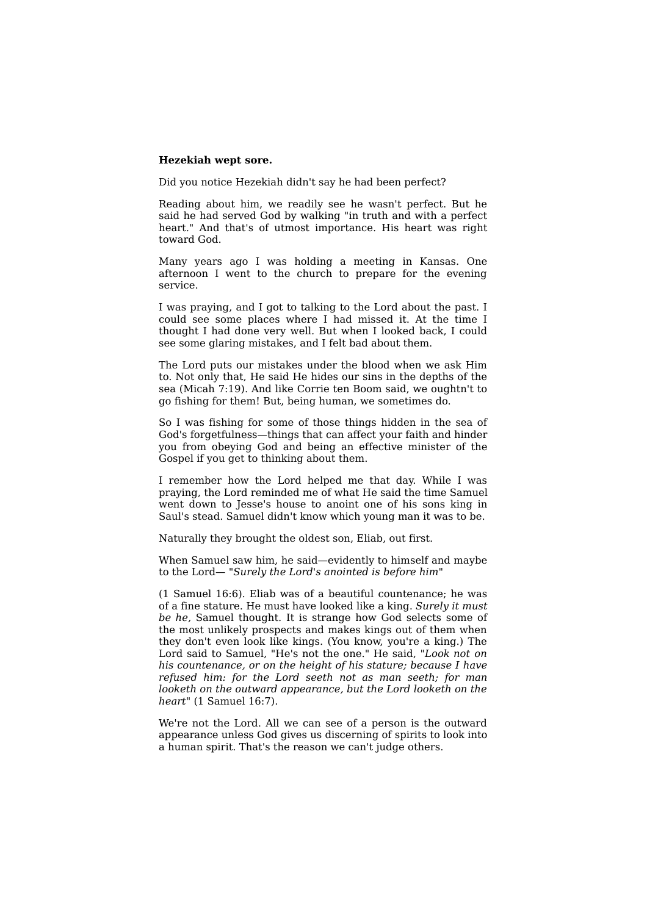**Hezekiah wept sore.**

Did you notice Hezekiah didn't say he had been perfect?

Reading about him, we readily see he wasn't perfect. But he said he had served God by walking "in truth and with a perfect heart." And that's of utmost importance. His heart was right toward God.

Many years ago I was holding a meeting in Kansas. One afternoon I went to the church to prepare for the evening service.

I was praying, and I got to talking to the Lord about the past. I could see some places where I had missed it. At the time I thought I had done very well. But when I looked back, I could see some glaring mistakes, and I felt bad about them.

The Lord puts our mistakes under the blood when we ask Him to. Not only that, He said He hides our sins in the depths of the sea (Micah 7:19). And like Corrie ten Boom said, we oughtn't to go fishing for them! But, being human, we sometimes do.

So I was fishing for some of those things hidden in the sea of God's forgetfulness—things that can affect your faith and hinder you from obeying God and being an effective minister of the Gospel if you get to thinking about them.

I remember how the Lord helped me that day. While I was praying, the Lord reminded me of what He said the time Samuel went down to Jesse's house to anoint one of his sons king in Saul's stead. Samuel didn't know which young man it was to be.

Naturally they brought the oldest son, Eliab, out first.

When Samuel saw him, he said—evidently to himself and maybe to the Lord— "*Surely the Lord's anointed is before him*"

(1 Samuel 16:6). Eliab was of a beautiful countenance; he was of a fine stature. He must have looked like a king. *Surely it must be he,* Samuel thought. It is strange how God selects some of the most unlikely prospects and makes kings out of them when they don't even look like kings. (You know, you're a king.) The Lord said to Samuel, "He's not the one." He said, "*Look not on his countenance, or on the height of his stature; because I have refused him: for the Lord seeth not as man seeth; for man looketh on the outward appearance, but the Lord looketh on the heart*" (1 Samuel 16:7).

We're not the Lord. All we can see of a person is the outward appearance unless God gives us discerning of spirits to look into a human spirit. That's the reason we can't judge others.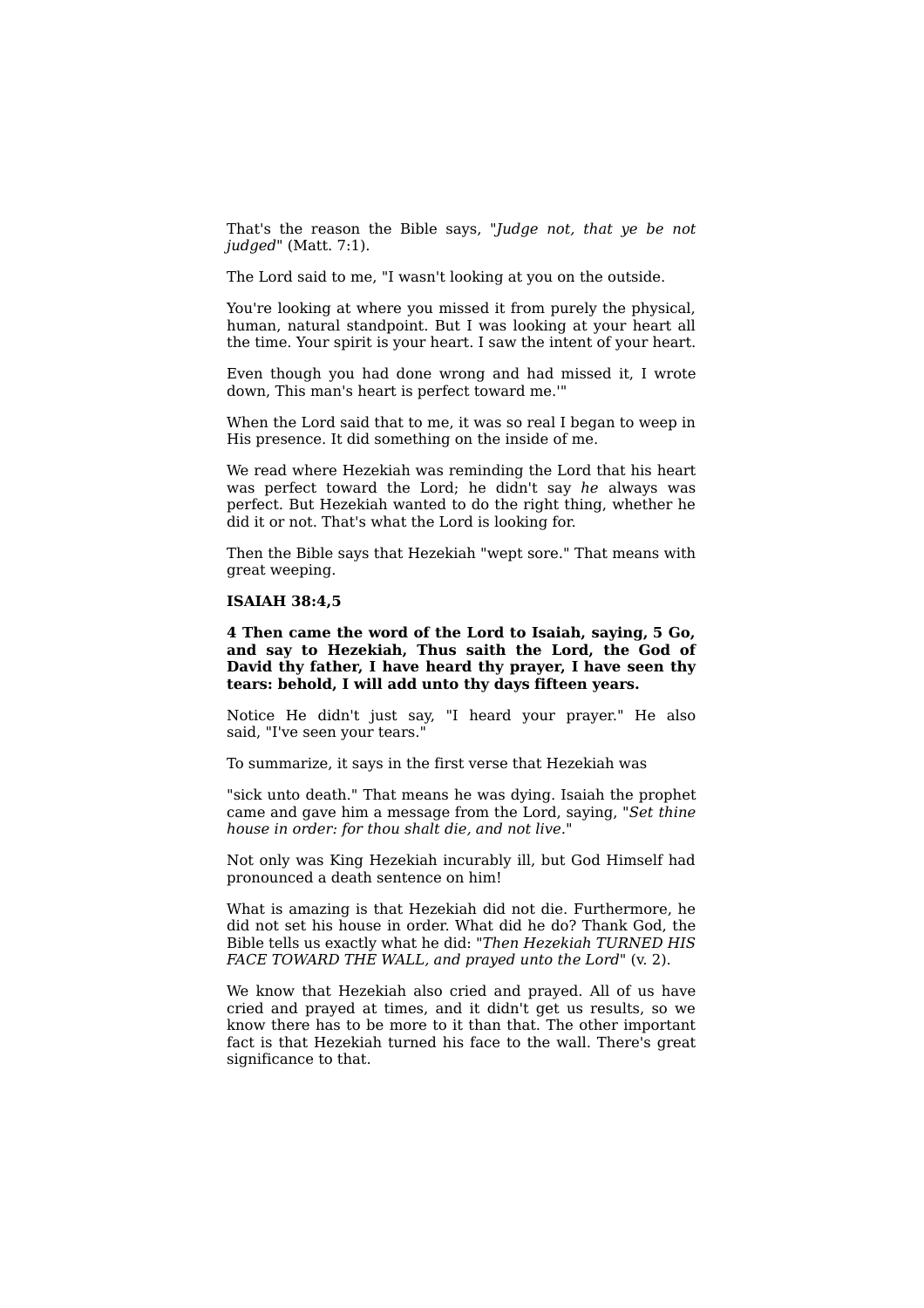That's the reason the Bible says, "*Judge not, that ye be not judged*" (Matt. 7:1).

The Lord said to me, "I wasn't looking at you on the outside.

You're looking at where you missed it from purely the physical, human, natural standpoint. But I was looking at your heart all the time. Your spirit is your heart. I saw the intent of your heart.

Even though you had done wrong and had missed it, I wrote down, This man's heart is perfect toward me.'"

When the Lord said that to me, it was so real I began to weep in His presence. It did something on the inside of me.

We read where Hezekiah was reminding the Lord that his heart was perfect toward the Lord; he didn't say *he* always was perfect. But Hezekiah wanted to do the right thing, whether he did it or not. That's what the Lord is looking for.

Then the Bible says that Hezekiah "wept sore." That means with great weeping.

**ISAIAH 38:4,5**

**4 Then came the word of the Lord to Isaiah, saying, 5 Go, and say to Hezekiah, Thus saith the Lord, the God of David thy father, I have heard thy prayer, I have seen thy tears: behold, I will add unto thy days fifteen years.**

Notice He didn't just say, "I heard your prayer." He also said, "I've seen your tears."

To summarize, it says in the first verse that Hezekiah was

"sick unto death." That means he was dying. Isaiah the prophet came and gave him a message from the Lord, saying, "*Set thine house in order: for thou shalt die, and not live.*"

Not only was King Hezekiah incurably ill, but God Himself had pronounced a death sentence on him!

What is amazing is that Hezekiah did not die. Furthermore, he did not set his house in order. What did he do? Thank God, the Bible tells us exactly what he did: "*Then Hezekiah TURNED HIS FACE TOWARD THE WALL, and prayed unto the Lord*" (v. 2).

We know that Hezekiah also cried and prayed. All of us have cried and prayed at times, and it didn't get us results, so we know there has to be more to it than that. The other important fact is that Hezekiah turned his face to the wall. There's great significance to that.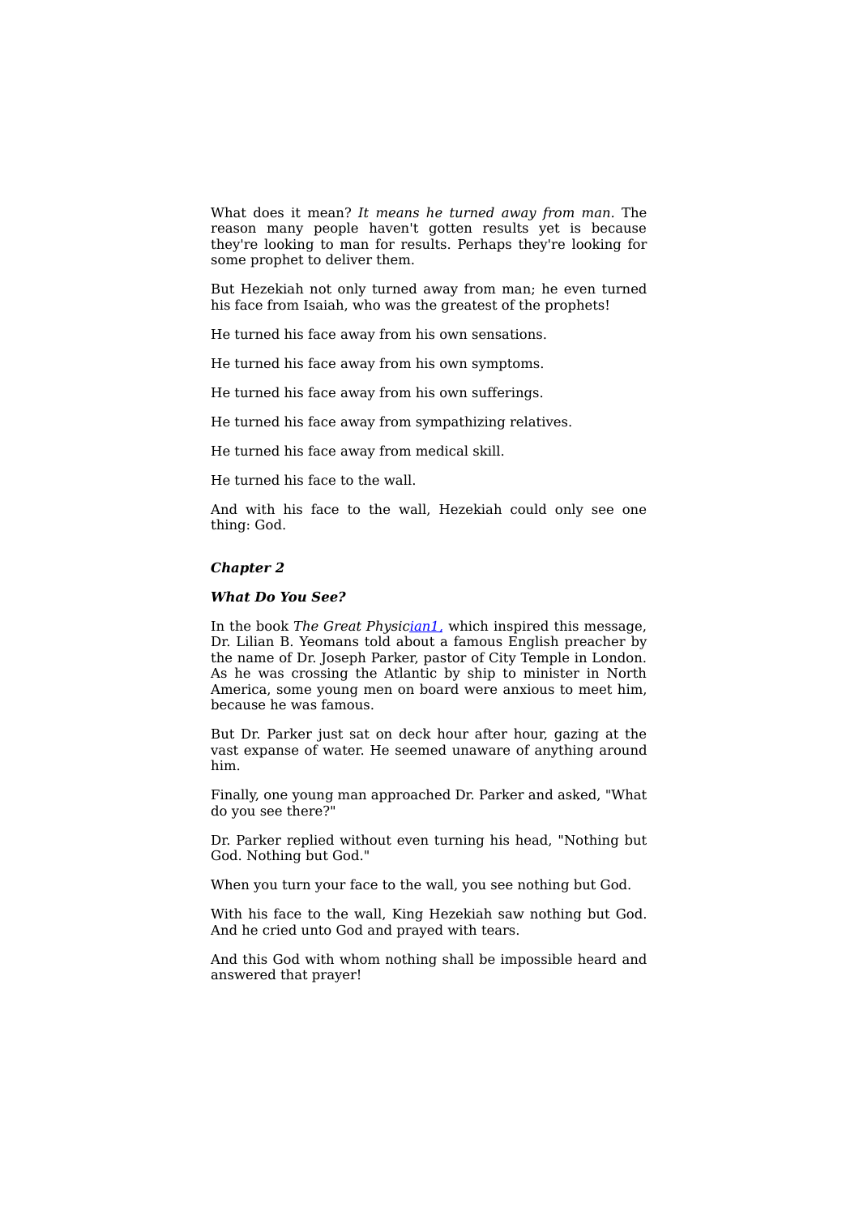What does it mean? *It means he turned away from man.* The reason many people haven't gotten results yet is because they're looking to man for results. Perhaps they're looking for some prophet to deliver them.

But Hezekiah not only turned away from man; he even turned his face from Isaiah, who was the greatest of the prophets!

He turned his face away from his own sensations.

He turned his face away from his own symptoms.

He turned his face away from his own sufferings.

He turned his face away from sympathizing relatives.

He turned his face away from medical skill.

He turned his face to the wall.

And with his face to the wall, Hezekiah could only see one thing: God.

## *Chapter 2*

### *What Do You See?*

In the book *The Great Physician*[1], which inspired this message, Dr. Lilian B. Yeomans told about a famous English preacher by the name of Dr. Joseph Parker, pastor of City Temple in London. As he was crossing the Atlantic by ship to minister in North America, some young men on board were anxious to meet him, because he was famous.

But Dr. Parker just sat on deck hour after hour, gazing at the vast expanse of water. He seemed unaware of anything around him.

Finally, one young man approached Dr. Parker and asked, "What do you see there?"

Dr. Parker replied without even turning his head, "Nothing but God. Nothing but God."

When you turn your face to the wall, you see nothing but God.

With his face to the wall, King Hezekiah saw nothing but God. And he cried unto God and prayed with tears.

And this God with whom nothing shall be impossible heard and answered that prayer!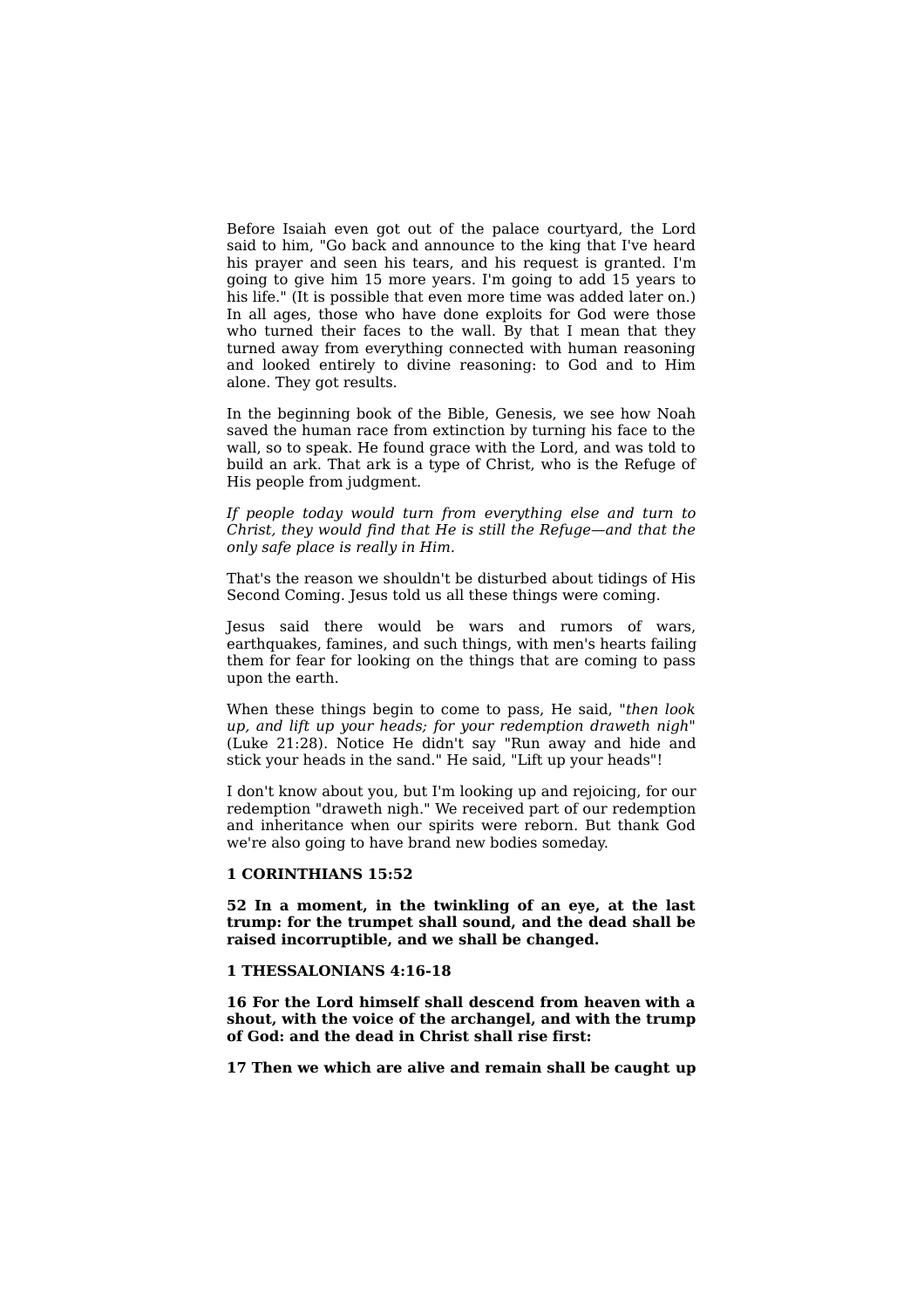Before Isaiah even got out of the palace courtyard, the Lord said to him, "Go back and announce to the king that I've heard his prayer and seen his tears, and his request is granted. I'm going to give him 15 more years. I'm going to add 15 years to his life." (It is possible that even more time was added later on.) In all ages, those who have done exploits for God were those who turned their faces to the wall. By that I mean that they turned away from everything connected with human reasoning and looked entirely to divine reasoning: to God and to Him alone. They got results.

In the beginning book of the Bible, Genesis, we see how Noah saved the human race from extinction by turning his face to the wall, so to speak. He found grace with the Lord, and was told to build an ark. That ark is a type of Christ, who is the Refuge of His people from judgment.

*If people today would turn from everything else and turn to Christ, they would find that He is still the Refuge—and that the only safe place is really in Him.*

That's the reason we shouldn't be disturbed about tidings of His Second Coming. Jesus told us all these things were coming.

Jesus said there would be wars and rumors of wars, earthquakes, famines, and such things, with men's hearts failing them for fear for looking on the things that are coming to pass upon the earth.

When these things begin to come to pass, He said, "*then look up, and lift up your heads; for your redemption draweth nigh*" (Luke 21:28). Notice He didn't say "Run away and hide and stick your heads in the sand." He said, "Lift up your heads"!

I don't know about you, but I'm looking up and rejoicing, for our redemption "draweth nigh." We received part of our redemption and inheritance when our spirits were reborn. But thank God we're also going to have brand new bodies someday.

**1 CORINTHIANS 15:52**

**52 In a moment, in the twinkling of an eye, at the last trump: for the trumpet shall sound, and the dead shall be raised incorruptible, and we shall be changed.**

**1 THESSALONIANS 4:16-18**

**16 For the Lord himself shall descend from heaven with a shout, with the voice of the archangel, and with the trump of God: and the dead in Christ shall rise first:**

**17 Then we which are alive and remain shall be caught up**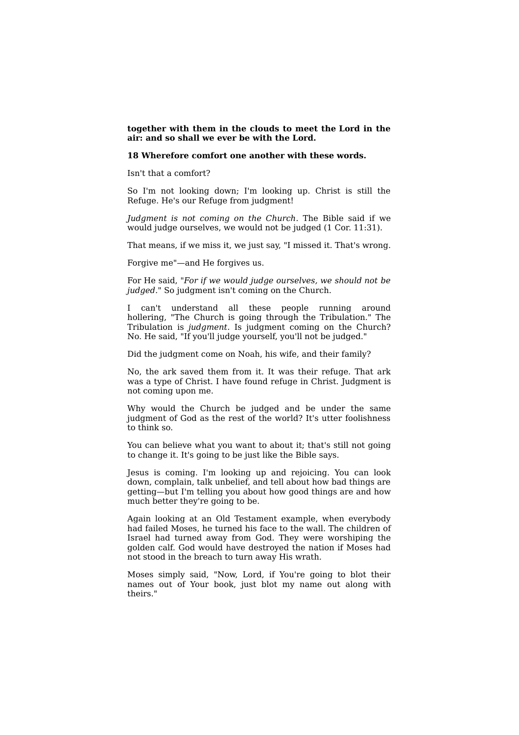**together with them in the clouds to meet the Lord in the air: and so shall we ever be with the Lord.**

**18 Wherefore comfort one another with these words.**

Isn't that a comfort?

So I'm not looking down; I'm looking up. Christ is still the Refuge. He's our Refuge from judgment!

*Judgment is not coming on the Church.* The Bible said if we would judge ourselves, we would not be judged (1 Cor. 11:31).

That means, if we miss it, we just say, "I missed it. That's wrong.

Forgive me"—and He forgives us.

For He said, "*For if we would judge ourselves, we should not be judged.*" So judgment isn't coming on the Church.

I can't understand all these people running around hollering, "The Church is going through the Tribulation." The Tribulation is *judgment.* Is judgment coming on the Church? No. He said, "If you'll judge yourself, you'll not be judged."

Did the judgment come on Noah, his wife, and their family?

No, the ark saved them from it. It was their refuge. That ark was a type of Christ. I have found refuge in Christ. Judgment is not coming upon me.

Why would the Church be judged and be under the same judgment of God as the rest of the world? It's utter foolishness to think so.

You can believe what you want to about it; that's still not going to change it. It's going to be just like the Bible says.

Jesus is coming. I'm looking up and rejoicing. You can look down, complain, talk unbelief, and tell about how bad things are getting—but I'm telling you about how good things are and how much better they're going to be.

Again looking at an Old Testament example, when everybody had failed Moses, he turned his face to the wall. The children of Israel had turned away from God. They were worshiping the golden calf. God would have destroyed the nation if Moses had not stood in the breach to turn away His wrath.

Moses simply said, "Now, Lord, if You're going to blot their names out of Your book, just blot my name out along with theirs."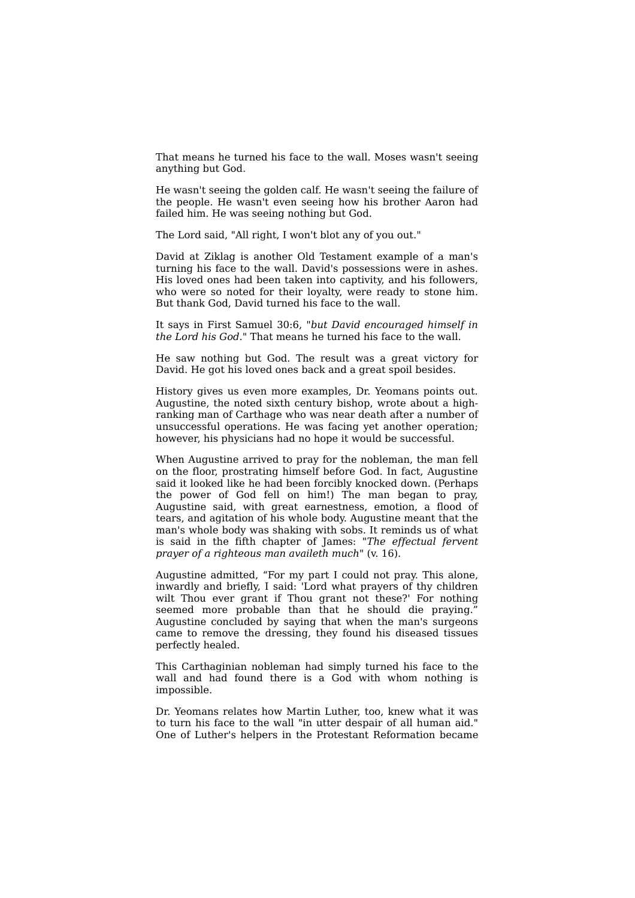That means he turned his face to the wall. Moses wasn't seeing anything but God.

He wasn't seeing the golden calf. He wasn't seeing the failure of the people. He wasn't even seeing how his brother Aaron had failed him. He was seeing nothing but God.

The Lord said, "All right, I won't blot any of you out."

David at Ziklag is another Old Testament example of a man's turning his face to the wall. David's possessions were in ashes. His loved ones had been taken into captivity, and his followers, who were so noted for their loyalty, were ready to stone him. But thank God, David turned his face to the wall.

It says in First Samuel 30:6, "*but David encouraged himself in the Lord his God*." That means he turned his face to the wall.

He saw nothing but God. The result was a great victory for David. He got his loved ones back and a great spoil besides.

History gives us even more examples, Dr. Yeomans points out. Augustine, the noted sixth century bishop, wrote about a high-ranking man of Carthage who was near death after a number of unsuccessful operations. He was facing yet another operation; however, his physicians had no hope it would be successful.

When Augustine arrived to pray for the nobleman, the man fell on the floor, prostrating himself before God. In fact, Augustine said it looked like he had been forcibly knocked down. (Perhaps the power of God fell on him!) The man began to pray, Augustine said, with great earnestness, emotion, a flood of tears, and agitation of his whole body. Augustine meant that the man's whole body was shaking with sobs. It reminds us of what is said in the fifth chapter of James: "*The effectual fervent prayer of a righteous man availeth much*" (v. 16).

Augustine admitted, “For my part I could not pray. This alone, inwardly and briefly, I said: 'Lord what prayers of thy children wilt Thou ever grant if Thou grant not these?' For nothing seemed more probable than that he should die praying.” Augustine concluded by saying that when the man's surgeons came to remove the dressing, they found his diseased tissues perfectly healed.

This Carthaginian nobleman had simply turned his face to the wall and had found there is a God with whom nothing is impossible.

Dr. Yeomans relates how Martin Luther, too, knew what it was to turn his face to the wall "in utter despair of all human aid." One of Luther's helpers in the Protestant Reformation became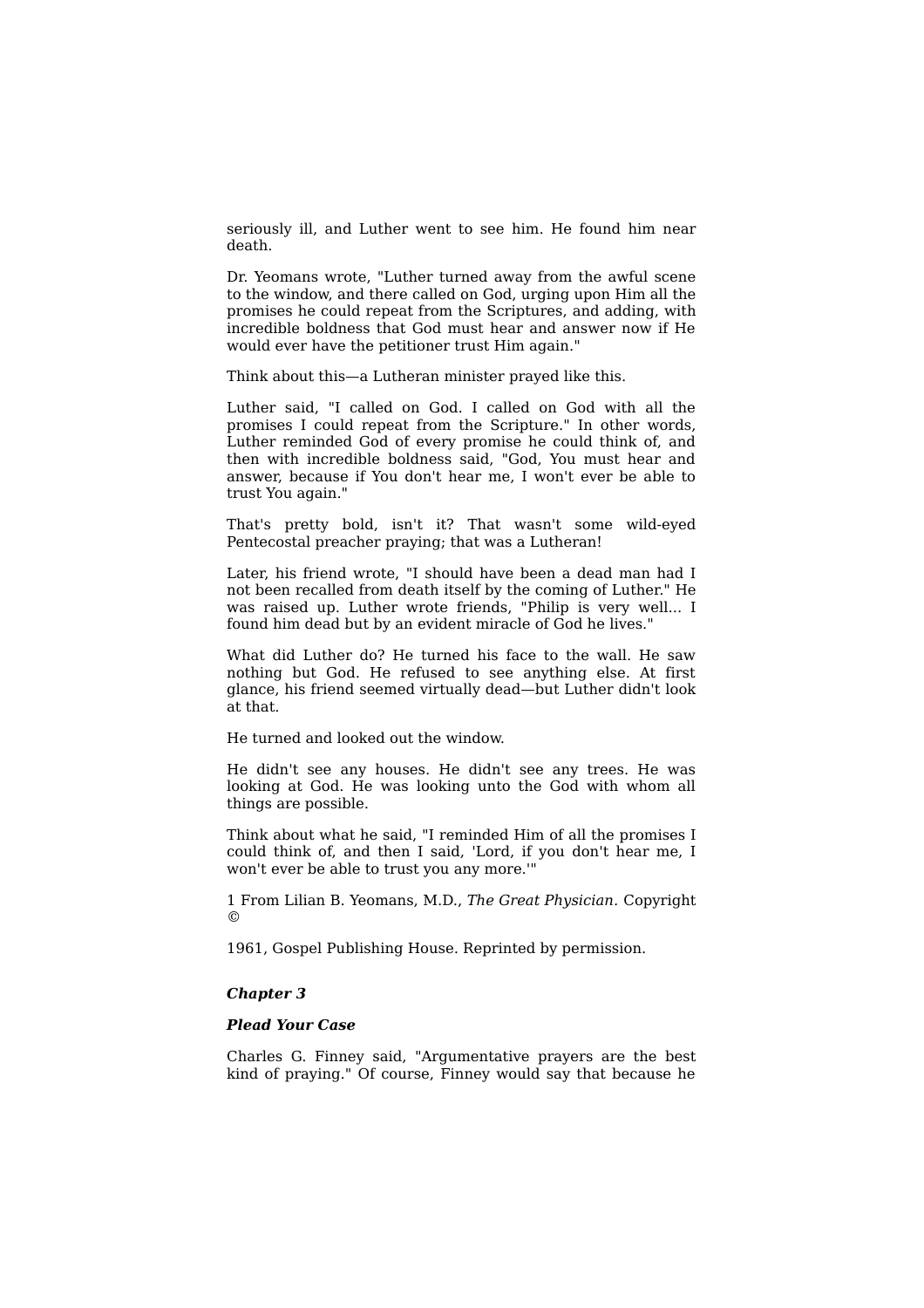seriously ill, and Luther went to see him. He found him near death.

Dr. Yeomans wrote, "Luther turned away from the awful scene to the window, and there called on God, urging upon Him all the promises he could repeat from the Scriptures, and adding, with incredible boldness that God must hear and answer now if He would ever have the petitioner trust Him again."

Think about this—a Lutheran minister prayed like this.

Luther said, "I called on God. I called on God with all the promises I could repeat from the Scripture." In other words, Luther reminded God of every promise he could think of, and then with incredible boldness said, "God, You must hear and answer, because if You don't hear me, I won't ever be able to trust You again."

That's pretty bold, isn't it? That wasn't some wild-eyed Pentecostal preacher praying; that was a Lutheran!

Later, his friend wrote, "I should have been a dead man had I not been recalled from death itself by the coming of Luther." He was raised up. Luther wrote friends, "Philip is very well... I found him dead but by an evident miracle of God he lives."

What did Luther do? He turned his face to the wall. He saw nothing but God. He refused to see anything else. At first glance, his friend seemed virtually dead—but Luther didn't look at that.

He turned and looked out the window.

He didn't see any houses. He didn't see any trees. He was looking at God. He was looking unto the God with whom all things are possible.

Think about what he said, "I reminded Him of all the promises I could think of, and then I said, 'Lord, if you don't hear me, I won't ever be able to trust you any more.'"

1 From Lilian B. Yeomans, M.D., *The Great Physician*. Copyright ©

1961, Gospel Publishing House. Reprinted by permission.

### ***Chapter 3***

### ***Plead Your Case***

Charles G. Finney said, "Argumentative prayers are the best kind of praying." Of course, Finney would say that because he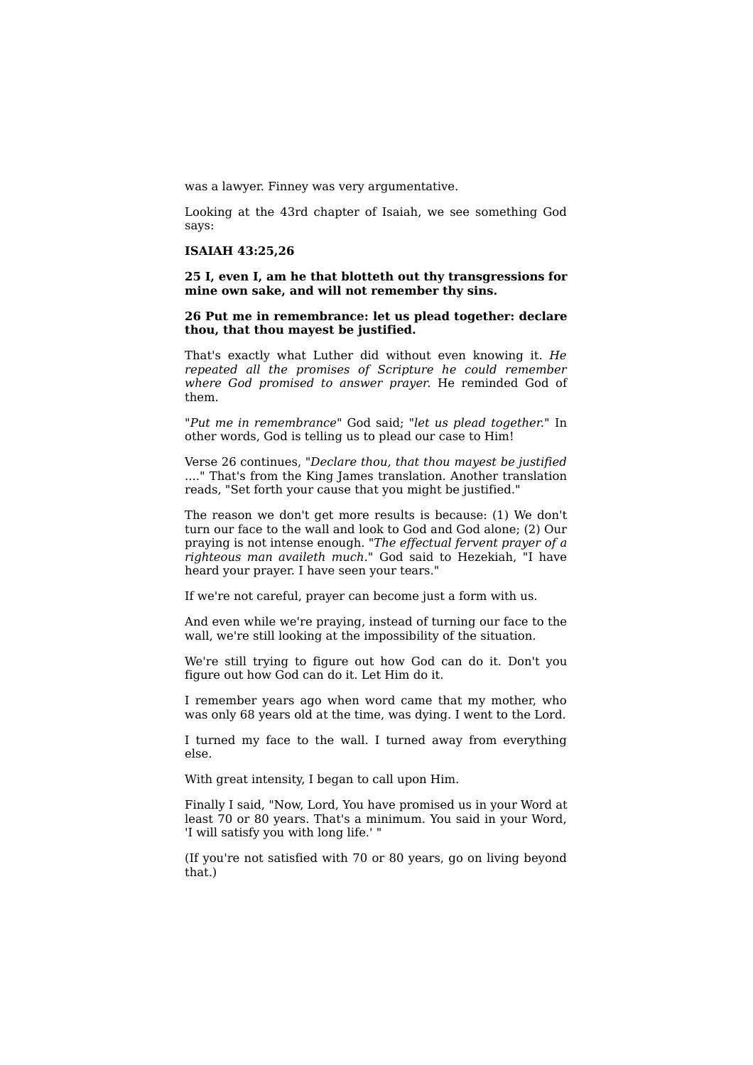was a lawyer. Finney was very argumentative.

Looking at the 43rd chapter of Isaiah, we see something God says:

**ISAIAH 43:25,26**

**25 I, even I, am he that blotteth out thy transgressions for mine own sake, and will not remember thy sins.**

**26 Put me in remembrance: let us plead together: declare thou, that thou mayest be justified.**

That's exactly what Luther did without even knowing it. *He repeated all the promises of Scripture he could remember where God promised to answer prayer.* He reminded God of them.

"*Put me in remembrance*" God said; "*let us plead together.*" In other words, God is telling us to plead our case to Him!

Verse 26 continues, "*Declare thou, that thou mayest be justified ....*" That's from the King James translation. Another translation reads, "Set forth your cause that you might be justified."

The reason we don't get more results is because: (1) We don't turn our face to the wall and look to God and God alone; (2) Our praying is not intense enough. "*The effectual fervent prayer of a righteous man availeth much*." God said to Hezekiah, "I have heard your prayer. I have seen your tears."

If we're not careful, prayer can become just a form with us.

And even while we're praying, instead of turning our face to the wall, we're still looking at the impossibility of the situation.

We're still trying to figure out how God can do it. Don't you figure out how God can do it. Let Him do it.

I remember years ago when word came that my mother, who was only 68 years old at the time, was dying. I went to the Lord.

I turned my face to the wall. I turned away from everything else.

With great intensity, I began to call upon Him.

Finally I said, "Now, Lord, You have promised us in your Word at least 70 or 80 years. That's a minimum. You said in your Word, 'I will satisfy you with long life.' "

(If you're not satisfied with 70 or 80 years, go on living beyond that.)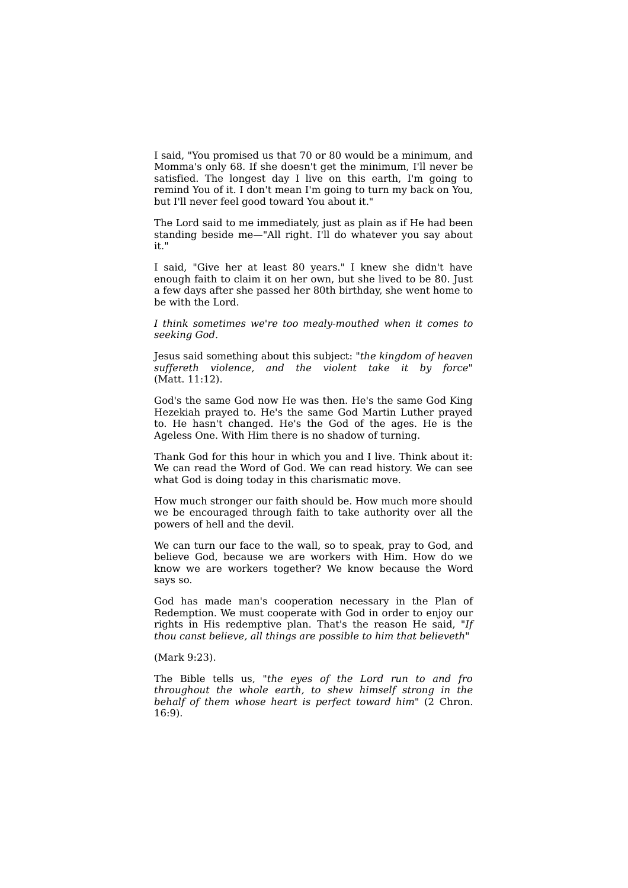I said, "You promised us that 70 or 80 would be a minimum, and Momma's only 68. If she doesn't get the minimum, I'll never be satisfied. The longest day I live on this earth, I'm going to remind You of it. I don't mean I'm going to turn my back on You, but I'll never feel good toward You about it."

The Lord said to me immediately, just as plain as if He had been standing beside me—"All right. I'll do whatever you say about it."

I said, "Give her at least 80 years." I knew she didn't have enough faith to claim it on her own, but she lived to be 80. Just a few days after she passed her 80th birthday, she went home to be with the Lord.

*I think sometimes we're too mealy-mouthed when it comes to seeking God.*

Jesus said something about this subject: "*the kingdom of heaven suffereth violence, and the violent take it by force*" (Matt. 11:12).

God's the same God now He was then. He's the same God King Hezekiah prayed to. He's the same God Martin Luther prayed to. He hasn't changed. He's the God of the ages. He is the Ageless One. With Him there is no shadow of turning.

Thank God for this hour in which you and I live. Think about it: We can read the Word of God. We can read history. We can see what God is doing today in this charismatic move.

How much stronger our faith should be. How much more should we be encouraged through faith to take authority over all the powers of hell and the devil.

We can turn our face to the wall, so to speak, pray to God, and believe God, because we are workers with Him. How do we know we are workers together? We know because the Word says so.

God has made man's cooperation necessary in the Plan of Redemption. We must cooperate with God in order to enjoy our rights in His redemptive plan. That's the reason He said, "*If thou canst believe, all things are possible to him that believeth*"

(Mark 9:23).

The Bible tells us, "*the eyes of the Lord run to and fro throughout the whole earth, to shew himself strong in the behalf of them whose heart is perfect toward him*" (2 Chron. 16:9).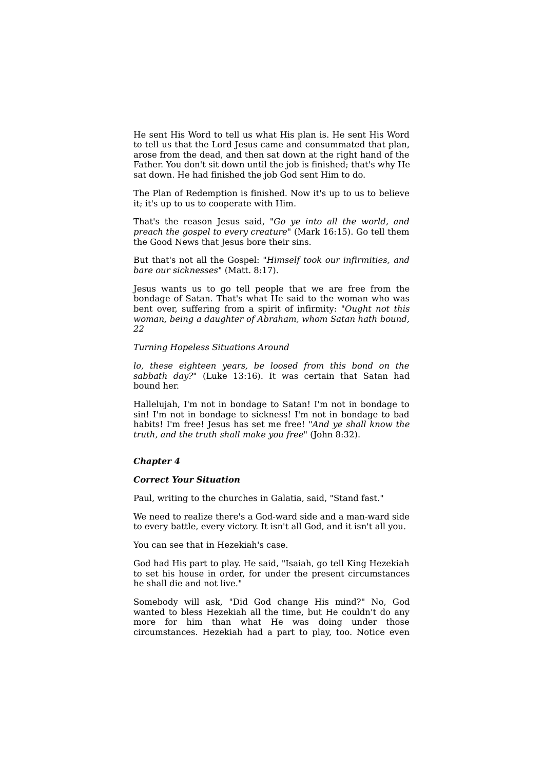He sent His Word to tell us what His plan is. He sent His Word to tell us that the Lord Jesus came and consummated that plan, arose from the dead, and then sat down at the right hand of the Father. You don't sit down until the job is finished; that's why He sat down. He had finished the job God sent Him to do.

The Plan of Redemption is finished. Now it's up to us to believe it; it's up to us to cooperate with Him.

That's the reason Jesus said, "*Go ye into all the world, and preach the gospel to every creature*" (Mark 16:15). Go tell them the Good News that Jesus bore their sins.

But that's not all the Gospel: "*Himself took our infirmities, and bare our sicknesses*" (Matt. 8:17).

Jesus wants us to go tell people that we are free from the bondage of Satan. That's what He said to the woman who was bent over, suffering from a spirit of infirmity: "*Ought not this woman, being a daughter of Abraham, whom Satan hath bound, lo, these eighteen years, be loosed from this bond on the sabbath day?*" (Luke 13:16). It was certain that Satan had bound her.

Hallelujah, I'm not in bondage to Satan! I'm not in bondage to sin! I'm not in bondage to sickness! I'm not in bondage to bad habits! I'm free! Jesus has set me free! "*And ye shall know the truth, and the truth shall make you free*" (John 8:32).

## *Chapter 4*

### *Correct Your Situation*

Paul, writing to the churches in Galatia, said, "Stand fast."

We need to realize there's a God-ward side and a man-ward side to every battle, every victory. It isn't all God, and it isn't all you.

You can see that in Hezekiah's case.

God had His part to play. He said, "Isaiah, go tell King Hezekiah to set his house in order, for under the present circumstances he shall die and not live."

Somebody will ask, "Did God change His mind?" No, God wanted to bless Hezekiah all the time, but He couldn't do any more for him than what He was doing under those circumstances. Hezekiah had a part to play, too. Notice even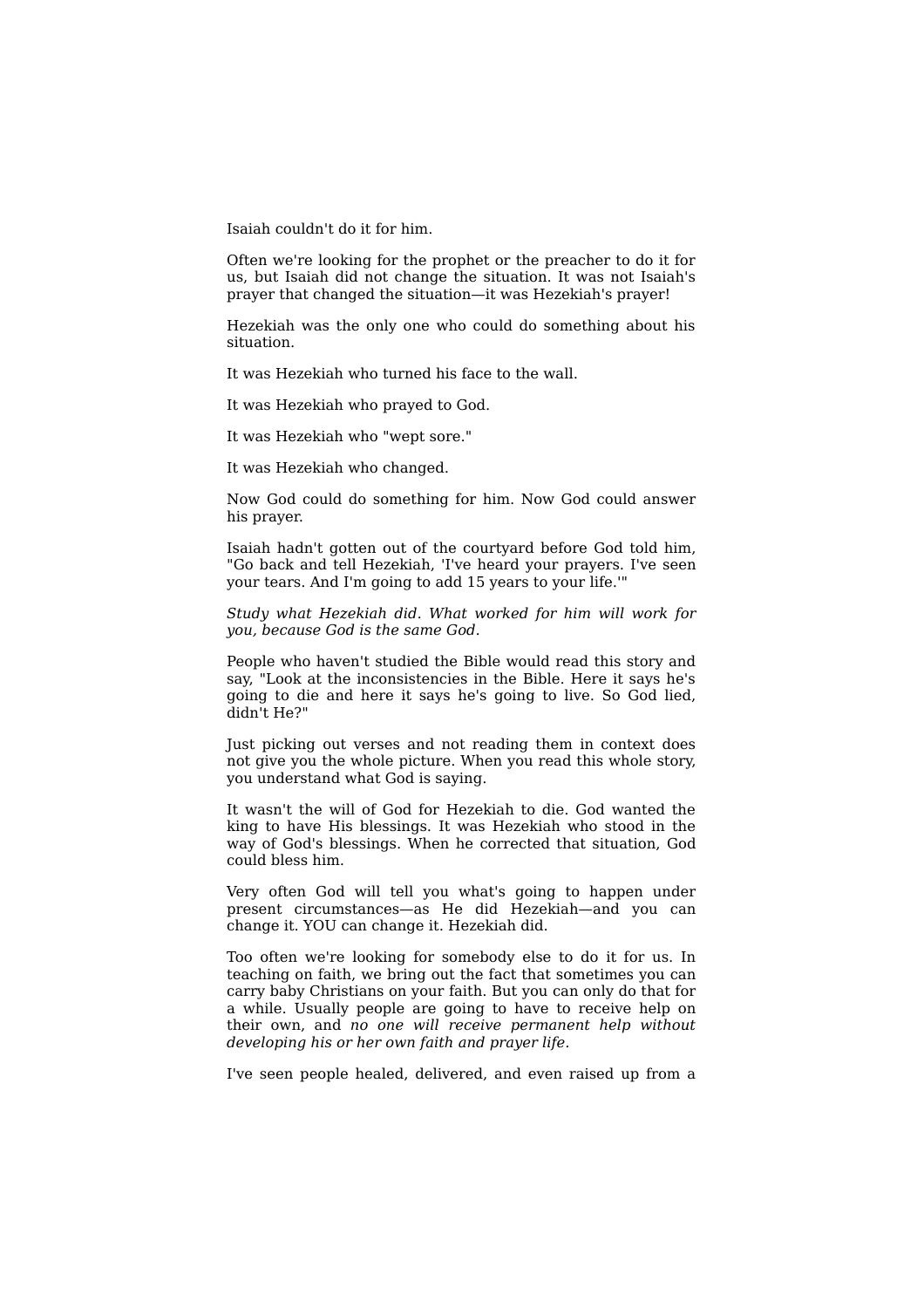Isaiah couldn't do it for him.

Often we're looking for the prophet or the preacher to do it for us, but Isaiah did not change the situation. It was not Isaiah's prayer that changed the situation—it was Hezekiah's prayer!

Hezekiah was the only one who could do something about his situation.

It was Hezekiah who turned his face to the wall.

It was Hezekiah who prayed to God.

It was Hezekiah who "wept sore."

It was Hezekiah who changed.

Now God could do something for him. Now God could answer his prayer.

Isaiah hadn't gotten out of the courtyard before God told him, "Go back and tell Hezekiah, 'I've heard your prayers. I've seen your tears. And I'm going to add 15 years to your life.'"

*Study what Hezekiah did. What worked for him will work for you, because God is the same God.*

People who haven't studied the Bible would read this story and say, "Look at the inconsistencies in the Bible. Here it says he's going to die and here it says he's going to live. So God lied, didn't He?"

Just picking out verses and not reading them in context does not give you the whole picture. When you read this whole story, you understand what God is saying.

It wasn't the will of God for Hezekiah to die. God wanted the king to have His blessings. It was Hezekiah who stood in the way of God's blessings. When he corrected that situation, God could bless him.

Very often God will tell you what's going to happen under present circumstances—as He did Hezekiah—and you can change it. YOU can change it. Hezekiah did.

Too often we're looking for somebody else to do it for us. In teaching on faith, we bring out the fact that sometimes you can carry baby Christians on your faith. But you can only do that for a while. Usually people are going to have to receive help on their own, and *no one will receive permanent help without developing his or her own faith and prayer life.*

I've seen people healed, delivered, and even raised up from a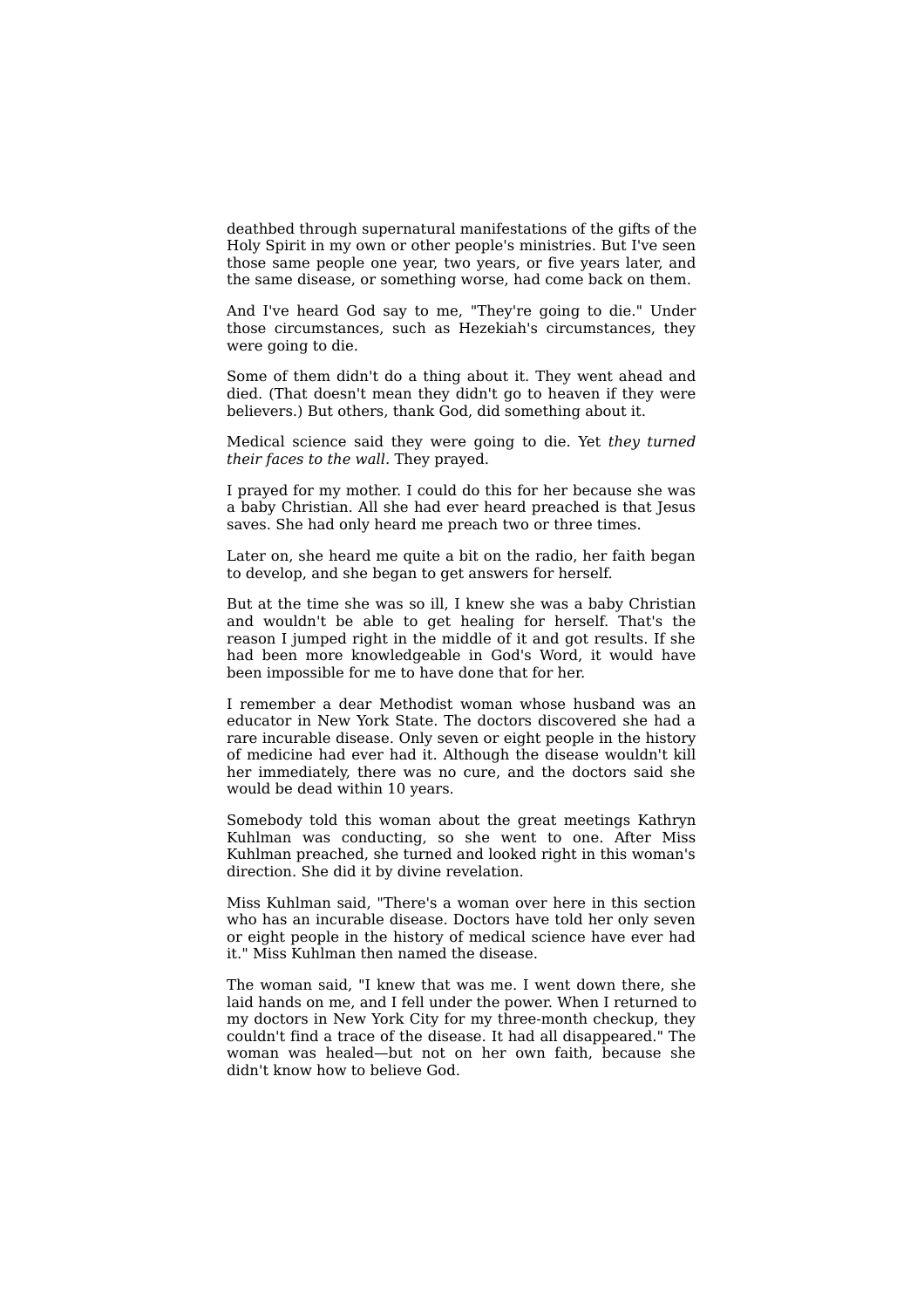deathbed through supernatural manifestations of the gifts of the Holy Spirit in my own or other people's ministries. But I've seen those same people one year, two years, or five years later, and the same disease, or something worse, had come back on them.

And I've heard God say to me, "They're going to die." Under those circumstances, such as Hezekiah's circumstances, they were going to die.

Some of them didn't do a thing about it. They went ahead and died. (That doesn't mean they didn't go to heaven if they were believers.) But others, thank God, did something about it.

Medical science said they were going to die. Yet *they turned their faces to the wall*. They prayed.

I prayed for my mother. I could do this for her because she was a baby Christian. All she had ever heard preached is that Jesus saves. She had only heard me preach two or three times.

Later on, she heard me quite a bit on the radio, her faith began to develop, and she began to get answers for herself.

But at the time she was so ill, I knew she was a baby Christian and wouldn't be able to get healing for herself. That's the reason I jumped right in the middle of it and got results. If she had been more knowledgeable in God's Word, it would have been impossible for me to have done that for her.

I remember a dear Methodist woman whose husband was an educator in New York State. The doctors discovered she had a rare incurable disease. Only seven or eight people in the history of medicine had ever had it. Although the disease wouldn't kill her immediately, there was no cure, and the doctors said she would be dead within 10 years.

Somebody told this woman about the great meetings Kathryn Kuhlman was conducting, so she went to one. After Miss Kuhlman preached, she turned and looked right in this woman's direction. She did it by divine revelation.

Miss Kuhlman said, "There's a woman over here in this section who has an incurable disease. Doctors have told her only seven or eight people in the history of medical science have ever had it." Miss Kuhlman then named the disease.

The woman said, "I knew that was me. I went down there, she laid hands on me, and I fell under the power. When I returned to my doctors in New York City for my three-month checkup, they couldn't find a trace of the disease. It had all disappeared." The woman was healed—but not on her own faith, because she didn't know how to believe God.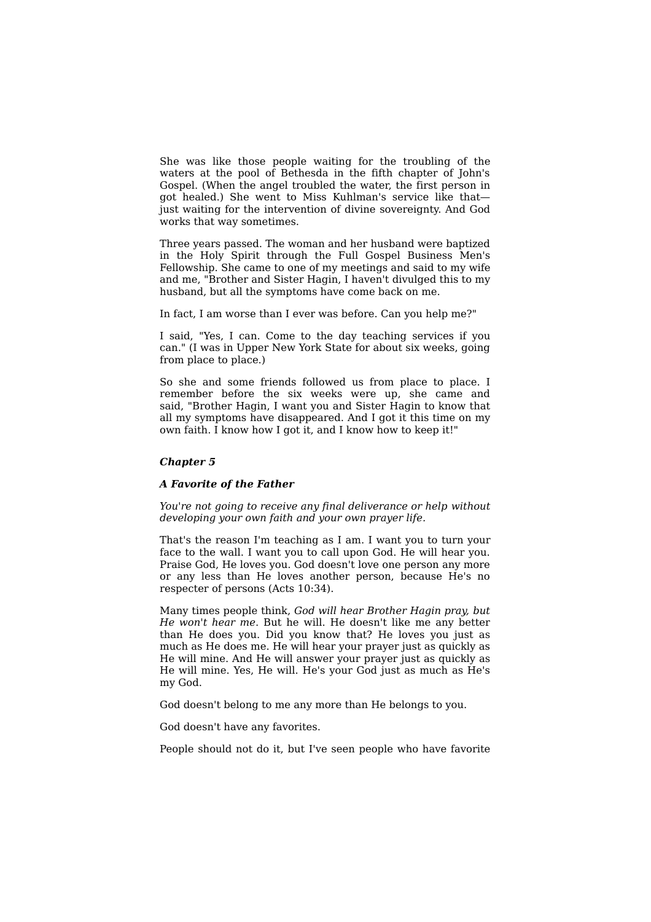She was like those people waiting for the troubling of the waters at the pool of Bethesda in the fifth chapter of John's Gospel. (When the angel troubled the water, the first person in got healed.) She went to Miss Kuhlman's service like that—just waiting for the intervention of divine sovereignty. And God works that way sometimes.

Three years passed. The woman and her husband were baptized in the Holy Spirit through the Full Gospel Business Men's Fellowship. She came to one of my meetings and said to my wife and me, "Brother and Sister Hagin, I haven't divulged this to my husband, but all the symptoms have come back on me.

In fact, I am worse than I ever was before. Can you help me?"

I said, "Yes, I can. Come to the day teaching services if you can." (I was in Upper New York State for about six weeks, going from place to place.)

So she and some friends followed us from place to place. I remember before the six weeks were up, she came and said, "Brother Hagin, I want you and Sister Hagin to know that all my symptoms have disappeared. And I got it this time on my own faith. I know how I got it, and I know how to keep it!"

## *Chapter 5*

### *A Favorite of the Father*

*You're not going to receive any final deliverance or help without developing your own faith and your own prayer life.*

That's the reason I'm teaching as I am. I want you to turn your face to the wall. I want you to call upon God. He will hear you. Praise God, He loves you. God doesn't love one person any more or any less than He loves another person, because He's no respecter of persons (Acts 10:34).

Many times people think, *God will hear Brother Hagin pray, but He won't hear me*. But he will. He doesn't like me any better than He does you. Did you know that? He loves you just as much as He does me. He will hear your prayer just as quickly as He will mine. And He will answer your prayer just as quickly as He will mine. Yes, He will. He's your God just as much as He's my God.

God doesn't belong to me any more than He belongs to you.

God doesn't have any favorites.

People should not do it, but I've seen people who have favorite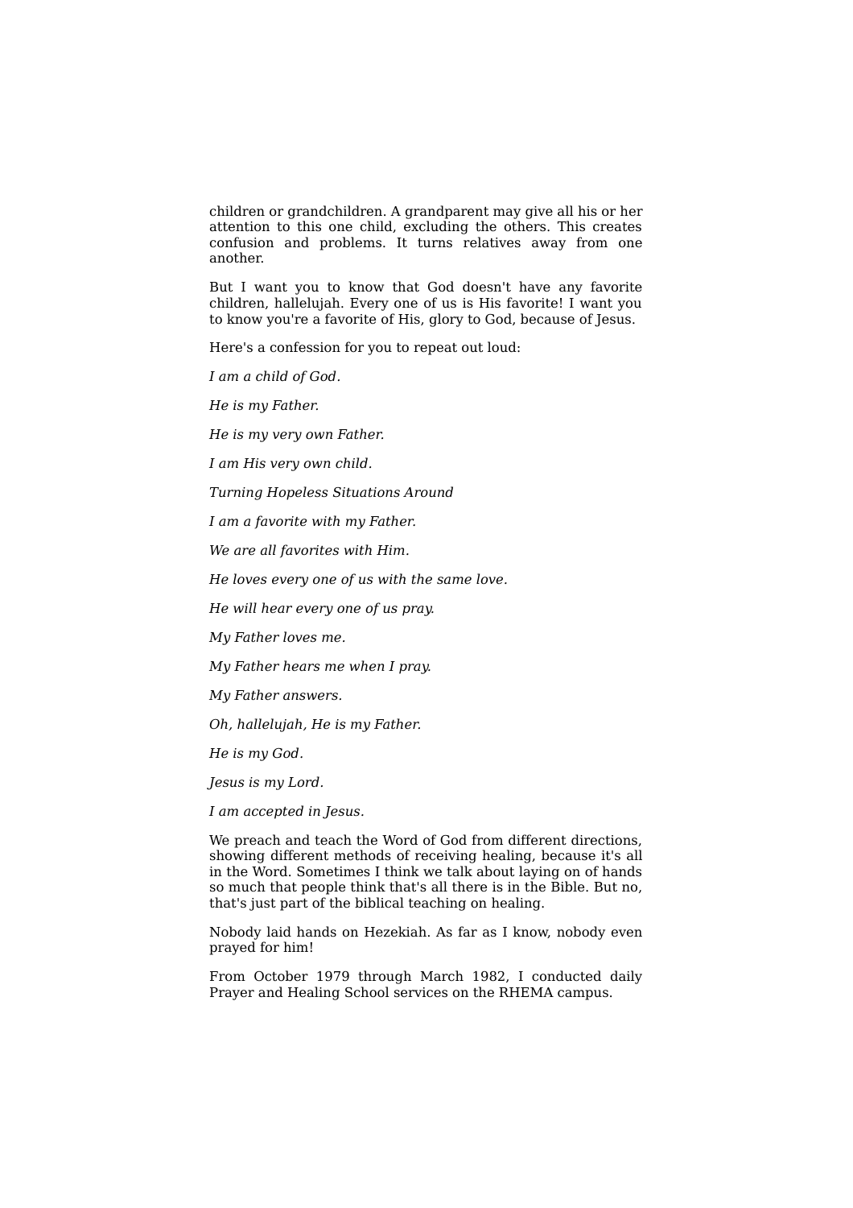children or grandchildren. A grandparent may give all his or her attention to this one child, excluding the others. This creates confusion and problems. It turns relatives away from one another.

But I want you to know that God doesn't have any favorite children, hallelujah. Every one of us is His favorite! I want you to know you're a favorite of His, glory to God, because of Jesus.

Here's a confession for you to repeat out loud:

*I am a child of God.*

*He is my Father.*

*He is my very own Father.*

*I am His very own child.*

*I am a favorite with my Father.*

*We are all favorites with Him.*

*He loves every one of us with the same love.*

*He will hear every one of us pray.*

*My Father loves me.*

*My Father hears me when I pray.*

*My Father answers.*

*Oh, hallelujah, He is my Father.*

*He is my God.*

*Jesus is my Lord.*

*I am accepted in Jesus.*

We preach and teach the Word of God from different directions, showing different methods of receiving healing, because it's all in the Word. Sometimes I think we talk about laying on of hands so much that people think that's all there is in the Bible. But no, that's just part of the biblical teaching on healing.

Nobody laid hands on Hezekiah. As far as I know, nobody even prayed for him!

From October 1979 through March 1982, I conducted daily Prayer and Healing School services on the RHEMA campus.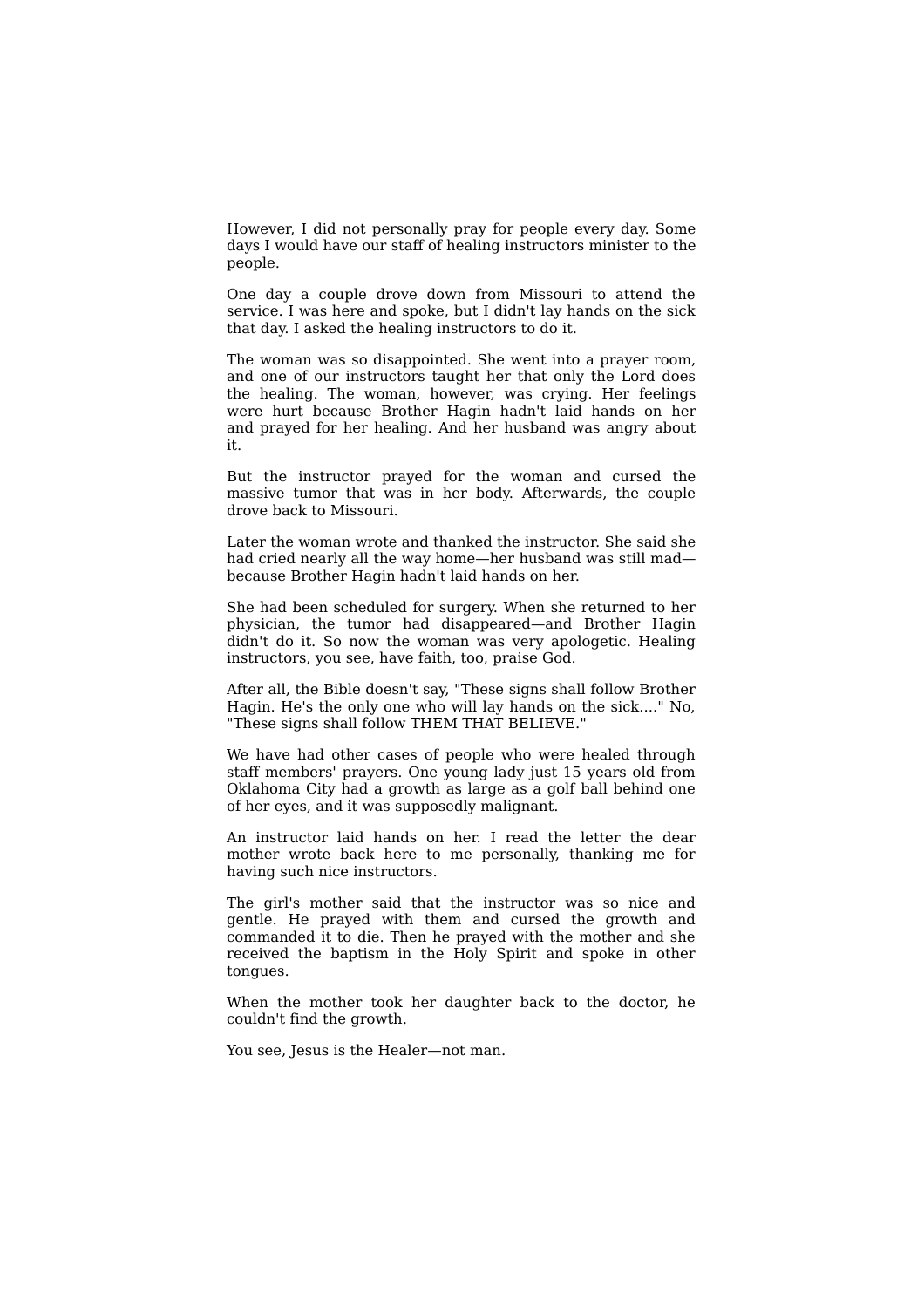However, I did not personally pray for people every day. Some days I would have our staff of healing instructors minister to the people.

One day a couple drove down from Missouri to attend the service. I was here and spoke, but I didn't lay hands on the sick that day. I asked the healing instructors to do it.

The woman was so disappointed. She went into a prayer room, and one of our instructors taught her that only the Lord does the healing. The woman, however, was crying. Her feelings were hurt because Brother Hagin hadn't laid hands on her and prayed for her healing. And her husband was angry about it.

But the instructor prayed for the woman and cursed the massive tumor that was in her body. Afterwards, the couple drove back to Missouri.

Later the woman wrote and thanked the instructor. She said she had cried nearly all the way home—her husband was still mad—because Brother Hagin hadn't laid hands on her.

She had been scheduled for surgery. When she returned to her physician, the tumor had disappeared—and Brother Hagin didn't do it. So now the woman was very apologetic. Healing instructors, you see, have faith, too, praise God.

After all, the Bible doesn't say, "These signs shall follow Brother Hagin. He's the only one who will lay hands on the sick...." No, "These signs shall follow THEM THAT BELIEVE."

We have had other cases of people who were healed through staff members' prayers. One young lady just 15 years old from Oklahoma City had a growth as large as a golf ball behind one of her eyes, and it was supposedly malignant.

An instructor laid hands on her. I read the letter the dear mother wrote back here to me personally, thanking me for having such nice instructors.

The girl's mother said that the instructor was so nice and gentle. He prayed with them and cursed the growth and commanded it to die. Then he prayed with the mother and she received the baptism in the Holy Spirit and spoke in other tongues.

When the mother took her daughter back to the doctor, he couldn't find the growth.

You see, Jesus is the Healer—not man.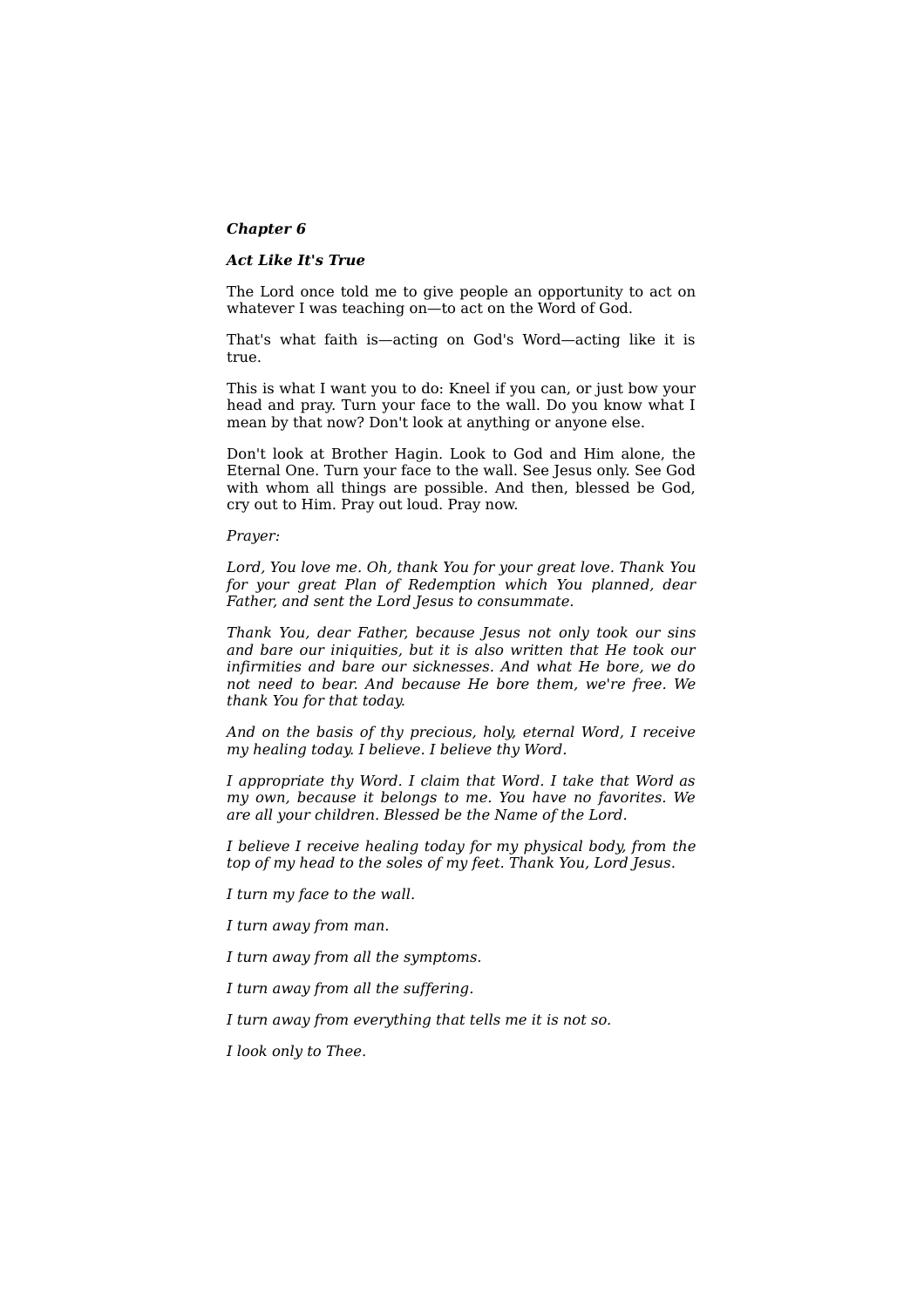***Chapter 6***

***Act Like It's True***

The Lord once told me to give people an opportunity to act on whatever I was teaching on—to act on the Word of God.

That's what faith is—acting on God's Word—acting like it is true.

This is what I want you to do: Kneel if you can, or just bow your head and pray. Turn your face to the wall. Do you know what I mean by that now? Don't look at anything or anyone else.

Don't look at Brother Hagin. Look to God and Him alone, the Eternal One. Turn your face to the wall. See Jesus only. See God with whom all things are possible. And then, blessed be God, cry out to Him. Pray out loud. Pray now.

*Prayer:*

*Lord, You love me. Oh, thank You for your great love. Thank You for your great Plan of Redemption which You planned, dear Father, and sent the Lord Jesus to consummate.*

*Thank You, dear Father, because Jesus not only took our sins and bare our iniquities, but it is also written that He took our infirmities and bare our sicknesses. And what He bore, we do not need to bear. And because He bore them, we're free. We thank You for that today.*

*And on the basis of thy precious, holy, eternal Word, I receive my healing today. I believe. I believe thy Word.*

*I appropriate thy Word. I claim that Word. I take that Word as my own, because it belongs to me. You have no favorites. We are all your children. Blessed be the Name of the Lord.*

*I believe I receive healing today for my physical body, from the top of my head to the soles of my feet. Thank You, Lord Jesus.*

*I turn my face to the wall.*

*I turn away from man.*

*I turn away from all the symptoms.*

*I turn away from all the suffering.*

*I turn away from everything that tells me it is not so.*

*I look only to Thee.*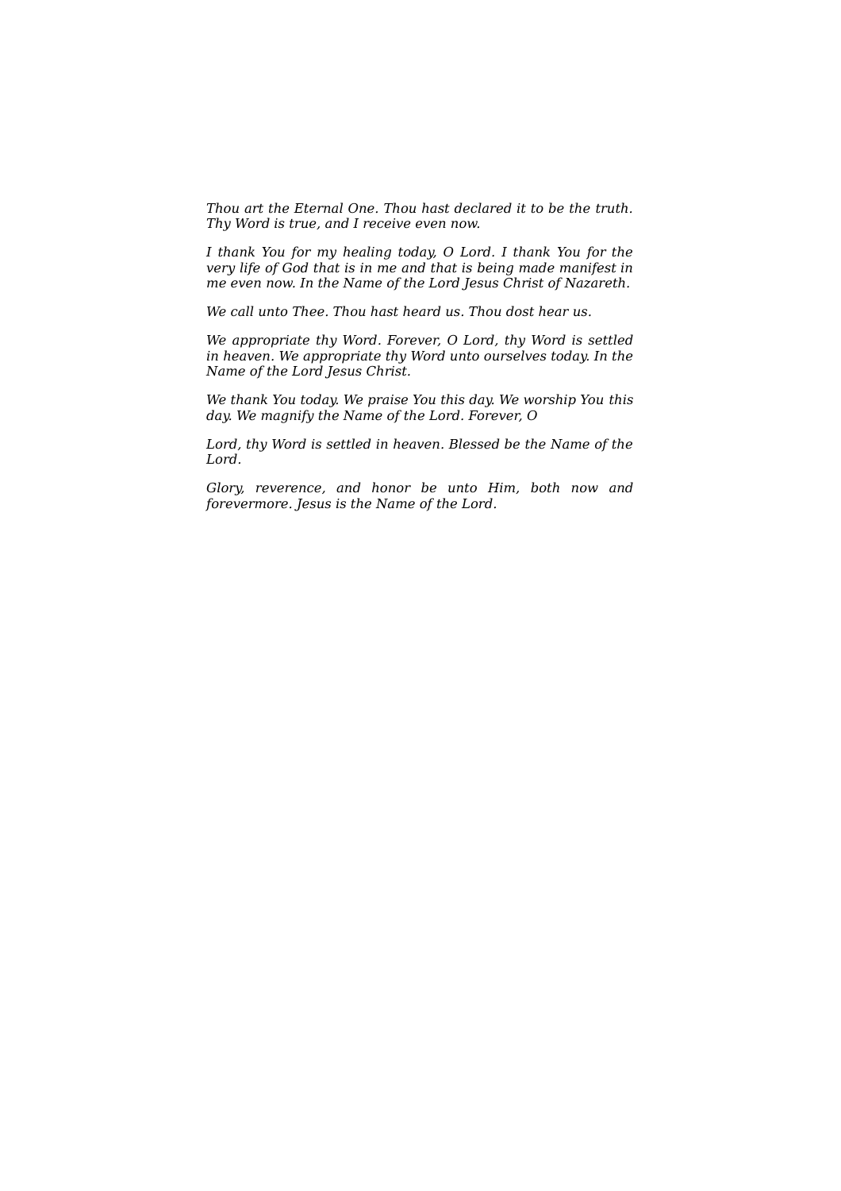*Thou art the Eternal One. Thou hast declared it to be the truth. Thy Word is true, and I receive even now.*

*I thank You for my healing today, O Lord. I thank You for the very life of God that is in me and that is being made manifest in me even now. In the Name of the Lord Jesus Christ of Nazareth.*

*We call unto Thee. Thou hast heard us. Thou dost hear us.*

*We appropriate thy Word. Forever, O Lord, thy Word is settled in heaven. We appropriate thy Word unto ourselves today. In the Name of the Lord Jesus Christ.*

*We thank You today. We praise You this day. We worship You this day. We magnify the Name of the Lord. Forever, O*

*Lord, thy Word is settled in heaven. Blessed be the Name of the Lord.*

*Glory, reverence, and honor be unto Him, both now and forevermore. Jesus is the Name of the Lord.*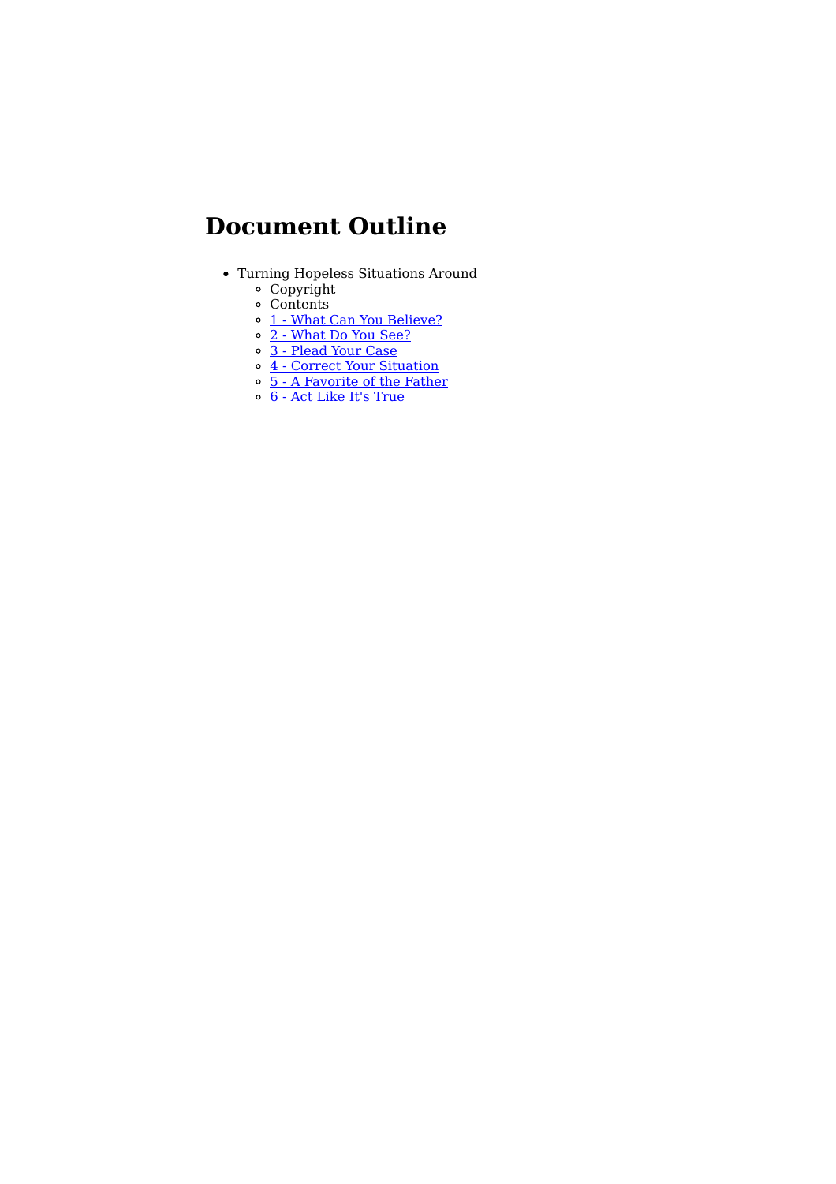# Document Outline

- Turning Hopeless Situations Around
  - Copyright
  - Contents
  - 1 - What Can You Believe?
  - 2 - What Do You See?
  - 3 - Plead Your Case
  - 4 - Correct Your Situation
  - 5 - A Favorite of the Father
  - 6 - Act Like It's True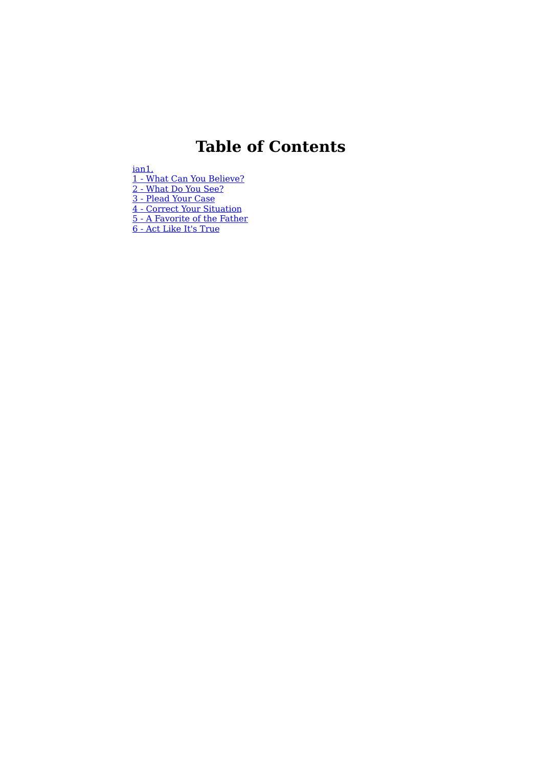# Table of Contents

ian1,
1 - What Can You Believe?
2 - What Do You See?
3 - Plead Your Case
4 - Correct Your Situation
5 - A Favorite of the Father
6 - Act Like It's True